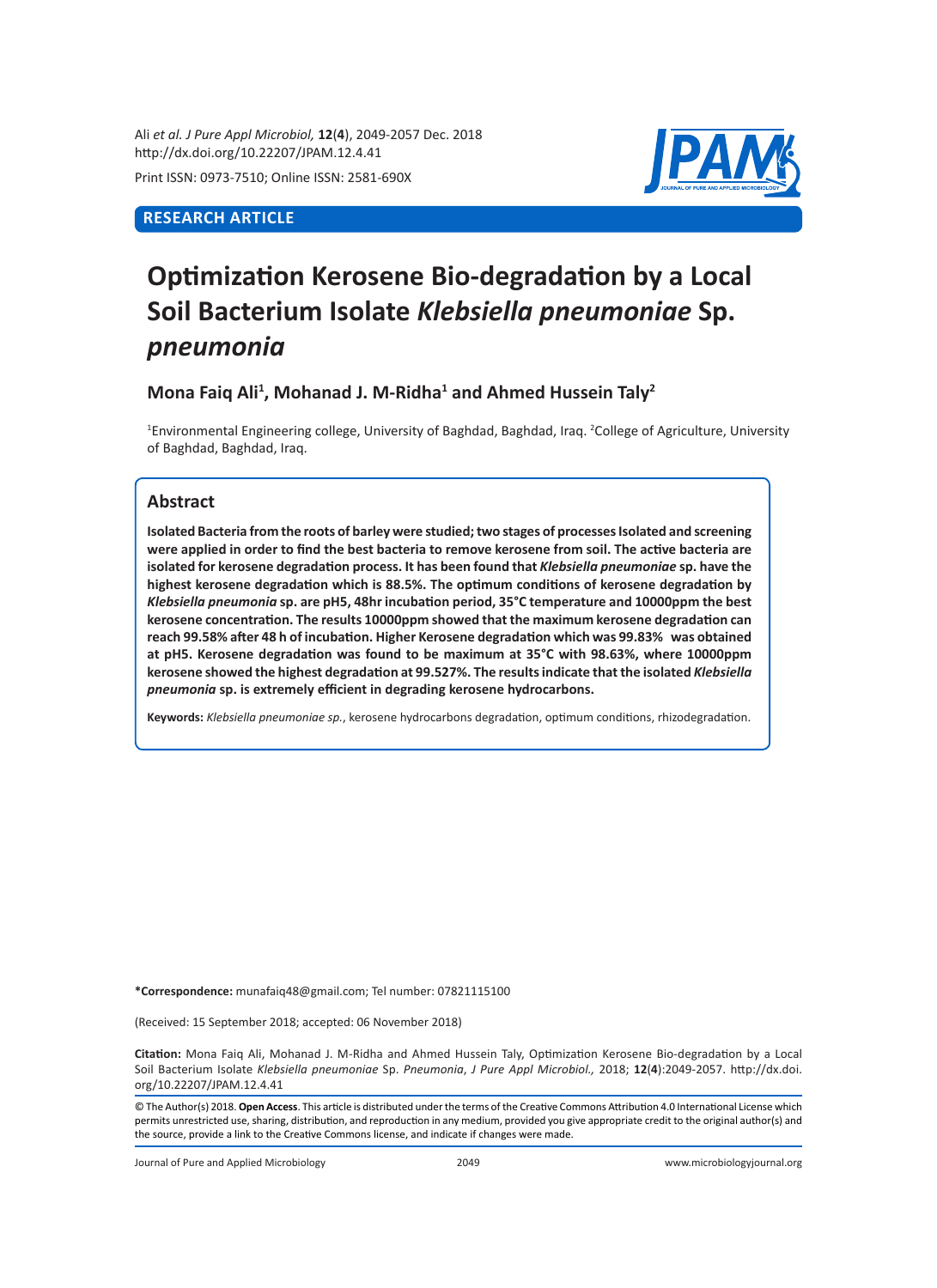**RESEARCH ARTICLE**

# Optimization Kerosene Bio-degradation by a Local Soil Bacterium Isolate *Klebsiella pneumoniae* Sp. *pneumonia*

**Mona Faiq Ali[1], Mohanad J. M-Ridha[1] and Ahmed Hussein Taly[2]**

[1]Environmental Engineering college, University of Baghdad, Baghdad, Iraq. [2]College of Agriculture, University of Baghdad, Baghdad, Iraq.

## Abstract

**Isolated Bacteria from the roots of barley were studied; two stages of processes Isolated and screening were applied in order to find the best bacteria to remove kerosene from soil. The active bacteria are isolated for kerosene degradation process. It has been found that *Klebsiella pneumoniae* sp. have the highest kerosene degradation which is 88.5%. The optimum conditions of kerosene degradation by *Klebsiella pneumonia* sp. are pH5, 48hr incubation period, 35°C temperature and 10000ppm the best kerosene concentration. The results 10000ppm showed that the maximum kerosene degradation can reach 99.58% after 48 h of incubation. Higher Kerosene degradation which was 99.83% was obtained at pH5. Kerosene degradation was found to be maximum at 35°C with 98.63%, where 10000ppm kerosene showed the highest degradation at 99.527%. The results indicate that the isolated *Klebsiella pneumonia* sp. is extremely efficient in degrading kerosene hydrocarbons.**

**Keywords:** *Klebsiella pneumoniae sp.*, kerosene hydrocarbons degradation, optimum conditions, rhizodegradation.

**\*Correspondence:** munafaiq48@gmail.com; Tel number: 07821115100

(Received: 15 September 2018; accepted: 06 November 2018)

**Citation:** Mona Faiq Ali, Mohanad J. M-Ridha and Ahmed Hussein Taly, Optimization Kerosene Bio-degradation by a Local Soil Bacterium Isolate *Klebsiella pneumoniae* Sp. *Pneumonia*, *J Pure Appl Microbiol.,* 2018; **12**(**4**):2049-2057. http://dx.doi.org/10.22207/JPAM.12.4.41

© The Author(s) 2018. **Open Access**. This article is distributed under the terms of the Creative Commons Attribution 4.0 International License which permits unrestricted use, sharing, distribution, and reproduction in any medium, provided you give appropriate credit to the original author(s) and the source, provide a link to the Creative Commons license, and indicate if changes were made.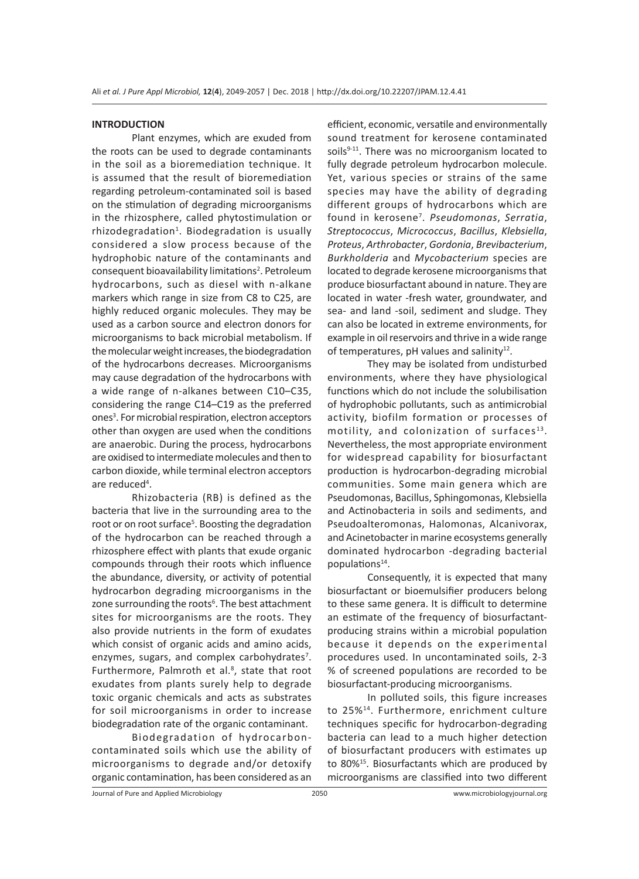## INTRODUCTION

Plant enzymes, which are exuded from the roots can be used to degrade contaminants in the soil as a bioremediation technique. It is assumed that the result of bioremediation regarding petroleum-contaminated soil is based on the stimulation of degrading microorganisms in the rhizosphere, called phytostimulation or rhizodegradation[1]. Biodegradation is usually considered a slow process because of the hydrophobic nature of the contaminants and consequent bioavailability limitations[2]. Petroleum hydrocarbons, such as diesel with n-alkane markers which range in size from C8 to C25, are highly reduced organic molecules. They may be used as a carbon source and electron donors for microorganisms to back microbial metabolism. If the molecular weight increases, the biodegradation of the hydrocarbons decreases. Microorganisms may cause degradation of the hydrocarbons with a wide range of n-alkanes between C10–C35, considering the range C14–C19 as the preferred ones[3]. For microbial respiration, electron acceptors other than oxygen are used when the conditions are anaerobic. During the process, hydrocarbons are oxidised to intermediate molecules and then to carbon dioxide, while terminal electron acceptors are reduced[4].

Rhizobacteria (RB) is defined as the bacteria that live in the surrounding area to the root or on root surface[5]. Boosting the degradation of the hydrocarbon can be reached through a rhizosphere effect with plants that exude organic compounds through their roots which influence the abundance, diversity, or activity of potential hydrocarbon degrading microorganisms in the zone surrounding the roots[6]. The best attachment sites for microorganisms are the roots. They also provide nutrients in the form of exudates which consist of organic acids and amino acids, enzymes, sugars, and complex carbohydrates[7]. Furthermore, Palmroth et al.[8], state that root exudates from plants surely help to degrade toxic organic chemicals and acts as substrates for soil microorganisms in order to increase biodegradation rate of the organic contaminant.

Biodegradation of hydrocarbon-contaminated soils which use the ability of microorganisms to degrade and/or detoxify organic contamination, has been considered as an efficient, economic, versatile and environmentally sound treatment for kerosene contaminated soils[9-11]. There was no microorganism located to fully degrade petroleum hydrocarbon molecule. Yet, various species or strains of the same species may have the ability of degrading different groups of hydrocarbons which are found in kerosene[7]. *Pseudomonas*, *Serratia*, *Streptococcus*, *Micrococcus*, *Bacillus*, *Klebsiella*, *Proteus*, *Arthrobacter*, *Gordonia*, *Brevibacterium*, *Burkholderia* and *Mycobacterium* species are located to degrade kerosene microorganisms that produce biosurfactant abound in nature. They are located in water -fresh water, groundwater, and sea- and land -soil, sediment and sludge. They can also be located in extreme environments, for example in oil reservoirs and thrive in a wide range of temperatures, pH values and salinity[12].

They may be isolated from undisturbed environments, where they have physiological functions which do not include the solubilisation of hydrophobic pollutants, such as antimicrobial activity, biofilm formation or processes of motility, and colonization of surfaces[13]. Nevertheless, the most appropriate environment for widespread capability for biosurfactant production is hydrocarbon-degrading microbial communities. Some main genera which are Pseudomonas, Bacillus, Sphingomonas, Klebsiella and Actinobacteria in soils and sediments, and Pseudoalteromonas, Halomonas, Alcanivorax, and Acinetobacter in marine ecosystems generally dominated hydrocarbon -degrading bacterial populations[14].

Consequently, it is expected that many biosurfactant or bioemulsifier producers belong to these same genera. It is difficult to determine an estimate of the frequency of biosurfactant-producing strains within a microbial population because it depends on the experimental procedures used. In uncontaminated soils, 2-3 % of screened populations are recorded to be biosurfactant-producing microorganisms.

In polluted soils, this figure increases to 25%[14]. Furthermore, enrichment culture techniques specific for hydrocarbon-degrading bacteria can lead to a much higher detection of biosurfactant producers with estimates up to 80%[15]. Biosurfactants which are produced by microorganisms are classified into two different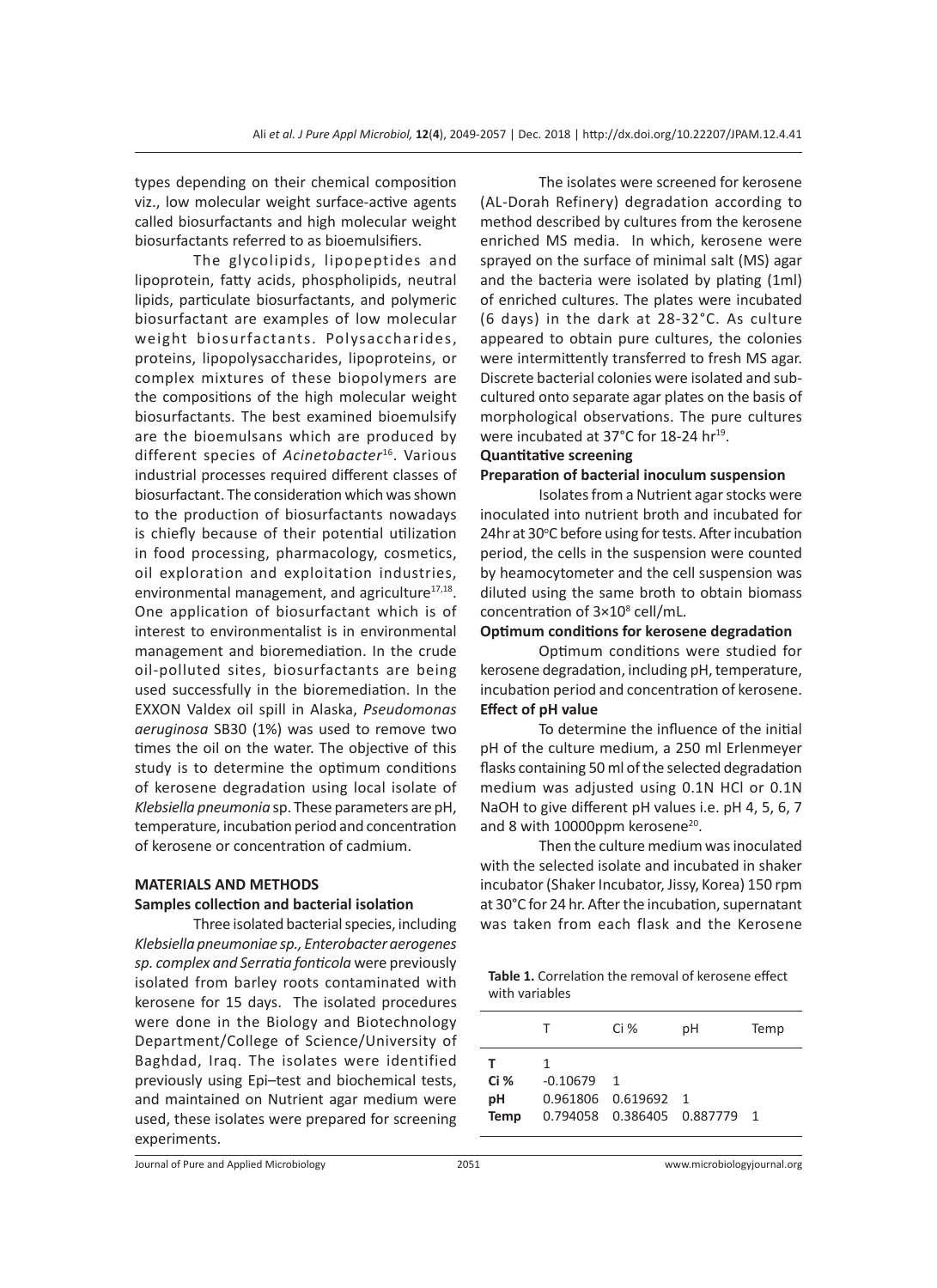types depending on their chemical composition viz., low molecular weight surface-active agents called biosurfactants and high molecular weight biosurfactants referred to as bioemulsifiers.

The glycolipids, lipopeptides and lipoprotein, fatty acids, phospholipids, neutral lipids, particulate biosurfactants, and polymeric biosurfactant are examples of low molecular weight biosurfactants. Polysaccharides, proteins, lipopolysaccharides, lipoproteins, or complex mixtures of these biopolymers are the compositions of the high molecular weight biosurfactants. The best examined bioemulsify are the bioemulsans which are produced by different species of *Acinetobacter*[16]. Various industrial processes required different classes of biosurfactant. The consideration which was shown to the production of biosurfactants nowadays is chiefly because of their potential utilization in food processing, pharmacology, cosmetics, oil exploration and exploitation industries, environmental management, and agriculture[17,18]. One application of biosurfactant which is of interest to environmentalist is in environmental management and bioremediation. In the crude oil-polluted sites, biosurfactants are being used successfully in the bioremediation. In the EXXON Valdex oil spill in Alaska, *Pseudomonas aeruginosa* SB30 (1%) was used to remove two times the oil on the water. The objective of this study is to determine the optimum conditions of kerosene degradation using local isolate of *Klebsiella pneumonia* sp. These parameters are pH, temperature, incubation period and concentration of kerosene or concentration of cadmium.

## MATERIALS AND METHODS

### Samples collection and bacterial isolation

Three isolated bacterial species, including *Klebsiella pneumoniae sp., Enterobacter aerogenes sp. complex and Serratia fonticola* were previously isolated from barley roots contaminated with kerosene for 15 days. The isolated procedures were done in the Biology and Biotechnology Department/College of Science/University of Baghdad, Iraq. The isolates were identified previously using Epi–test and biochemical tests, and maintained on Nutrient agar medium were used, these isolates were prepared for screening experiments.

The isolates were screened for kerosene (AL-Dorah Refinery) degradation according to method described by cultures from the kerosene enriched MS media. In which, kerosene were sprayed on the surface of minimal salt (MS) agar and the bacteria were isolated by plating (1ml) of enriched cultures. The plates were incubated (6 days) in the dark at 28-32°C. As culture appeared to obtain pure cultures, the colonies were intermittently transferred to fresh MS agar. Discrete bacterial colonies were isolated and sub-cultured onto separate agar plates on the basis of morphological observations. The pure cultures were incubated at 37°C for 18-24 hr[19].

### Quantitative screening

#### Preparation of bacterial inoculum suspension

Isolates from a Nutrient agar stocks were inoculated into nutrient broth and incubated for 24hr at 30°C before using for tests. After incubation period, the cells in the suspension were counted by heamocytometer and the cell suspension was diluted using the same broth to obtain biomass concentration of $3\times10^8$ cell/mL.

#### Optimum conditions for kerosene degradation

Optimum conditions were studied for kerosene degradation, including pH, temperature, incubation period and concentration of kerosene.

#### Effect of pH value

To determine the influence of the initial pH of the culture medium, a 250 ml Erlenmeyer flasks containing 50 ml of the selected degradation medium was adjusted using 0.1N HCl or 0.1N NaOH to give different pH values i.e. pH 4, 5, 6, 7 and 8 with 10000ppm kerosene[20].

Then the culture medium was inoculated with the selected isolate and incubated in shaker incubator (Shaker Incubator, Jissy, Korea) 150 rpm at 30°C for 24 hr. After the incubation, supernatant was taken from each flask and the Kerosene

**Table 1.** Correlation the removal of kerosene effect with variables

| | T | Ci % | pH | Temp |
|---|---|---|---|---|
| **T** | 1 | | | |
| **Ci %** | -0.10679 | 1 | | |
| **pH** | 0.961806 | 0.619692 | 1 | |
| **Temp** | 0.794058 | 0.386405 | 0.887779 | 1 |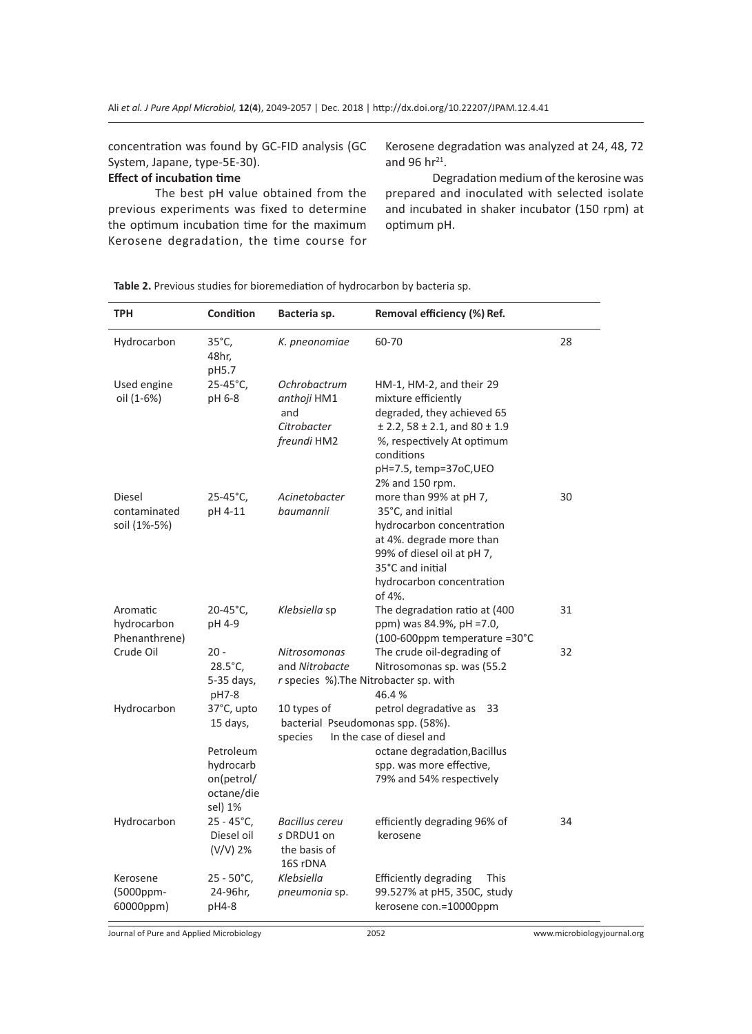concentration was found by GC-FID analysis (GC System, Japane, type-5E-30).

**Effect of incubation time**

The best pH value obtained from the previous experiments was fixed to determine the optimum incubation time for the maximum Kerosene degradation, the time course for Kerosene degradation was analyzed at 24, 48, 72 and 96 hr[21].

Degradation medium of the kerosine was prepared and inoculated with selected isolate and incubated in shaker incubator (150 rpm) at optimum pH.

**Table 2.** Previous studies for bioremediation of hydrocarbon by bacteria sp.

| TPH | Condition | Bacteria sp. | Removal efficiency (%) Ref. | |
|---|---|---|---|---|
| Hydrocarbon | 35°C, 48hr, pH5.7 | *K. pneonomiae* | 60-70 | 28 |
| Used engine oil (1-6%) | 25-45°C, pH 6-8 | *Ochrobactrum anthoji* HM1 and *Citrobacter freundi* HM2 | HM-1, HM-2, and their 29 mixture efficiently degraded, they achieved 65 ± 2.2, 58 ± 2.1, and 80 ± 1.9 %, respectively At optimum conditions pH=7.5, temp=37oC,UEO 2% and 150 rpm. | |
| Diesel contaminated soil (1%-5%) | 25-45°C, pH 4-11 | *Acinetobacter baumannii* | more than 99% at pH 7, 35°C, and initial hydrocarbon concentration at 4%. degrade more than 99% of diesel oil at pH 7, 35°C and initial hydrocarbon concentration of 4%. | 30 |
| Aromatic hydrocarbon Phenanthrene) | 20-45°C, pH 4-9 | *Klebsiella* sp | The degradation ratio at (400 ppm) was 84.9%, pH =7.0, (100-600ppm temperature =30°C | 31 |
| Crude Oil | 20 - 28.5°C, 5-35 days, pH7-8 | *Nitrosomonas* and *Nitrobacter* species | The crude oil-degrading of Nitrosomonas sp. was (55.2 %).The Nitrobacter sp. with 46.4 % | 32 |
| Hydrocarbon | 37°C, upto 15 days, Petroleum hydrocarbon(petrol/ octane/diesel) 1% | 10 types of bacterial species | petrol degradative as Pseudomonas spp. (58%). In the case of diesel and octane degradation,Bacillus spp. was more effective, 79% and 54% respectively | 33 |
| Hydrocarbon | 25 - 45°C, Diesel oil (V/V) 2% | *Bacillus cereus* DRDU1 on the basis of 16S rDNA | efficiently degrading 96% of kerosene | 34 |
| Kerosene (5000ppm-60000ppm) | 25 - 50°C, 24-96hr, pH4-8 | *Klebsiella pneumonia* sp. | Efficiently degrading 99.527% at pH5, 350C, kerosene con.=10000ppm | This study |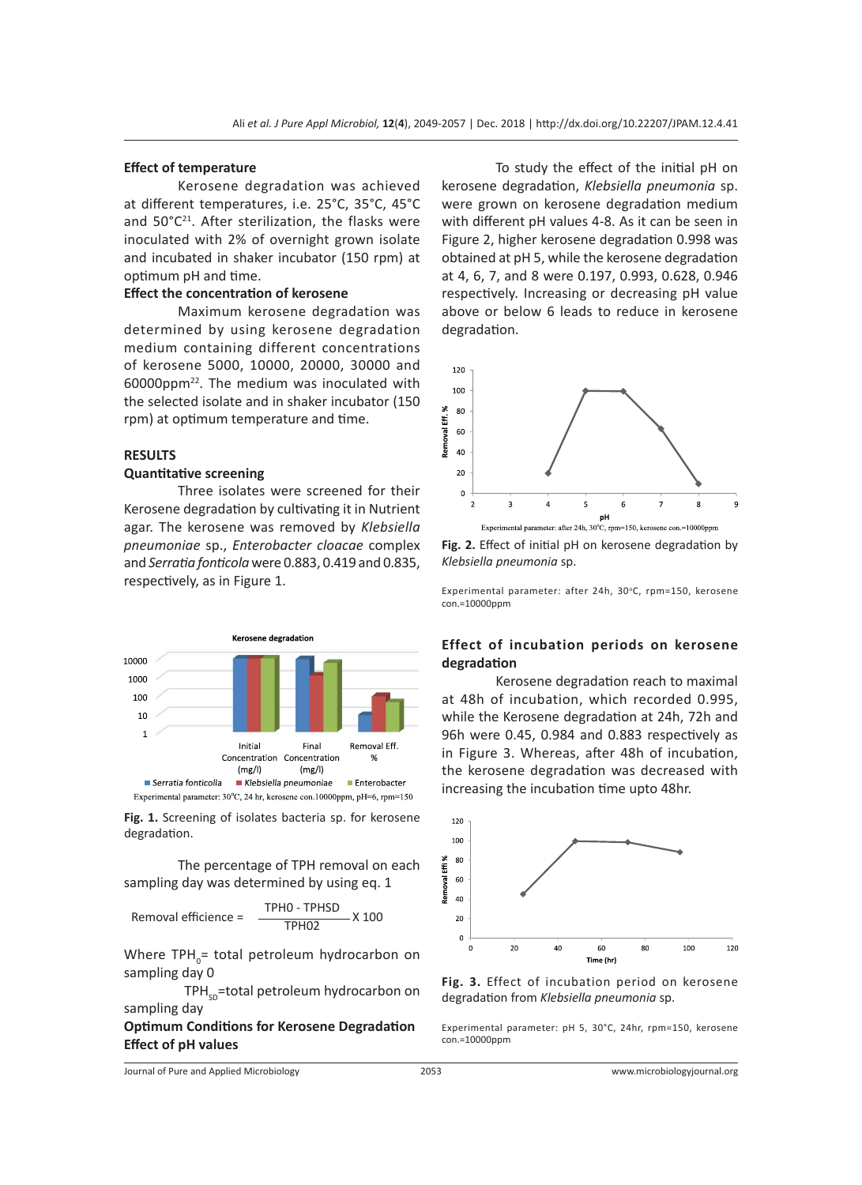### Effect of temperature

Kerosene degradation was achieved at different temperatures, i.e. 25°C, 35°C, 45°C and 50°C[21]. After sterilization, the flasks were inoculated with 2% of overnight grown isolate and incubated in shaker incubator (150 rpm) at optimum pH and time.

### Effect the concentration of kerosene

Maximum kerosene degradation was determined by using kerosene degradation medium containing different concentrations of kerosene 5000, 10000, 20000, 30000 and 60000ppm[22]. The medium was inoculated with the selected isolate and in shaker incubator (150 rpm) at optimum temperature and time.

## RESULTS

### Quantitative screening

Three isolates were screened for their Kerosene degradation by cultivating it in Nutrient agar. The kerosene was removed by *Klebsiella pneumoniae* sp., *Enterobacter cloacae* complex and *Serratia fonticola* were 0.883, 0.419 and 0.835, respectively, as in Figure 1.

Experimental parameter: 30°C, 24 hr, kerosene con.10000ppm, pH=6, rpm=150

**Fig. 1.** Screening of isolates bacteria sp. for kerosene degradation.

The percentage of TPH removal on each sampling day was determined by using eq. 1

$$\text{Removal efficience} = \frac{TPH0 - TPHSD}{TPH02} \times 100$$

Where $TPH_0$= total petroleum hydrocarbon on sampling day 0

$TPH_{SD}$=total petroleum hydrocarbon on sampling day

### Optimum Conditions for Kerosene Degradation

### Effect of pH values

To study the effect of the initial pH on kerosene degradation, *Klebsiella pneumonia* sp. were grown on kerosene degradation medium with different pH values 4-8. As it can be seen in Figure 2, higher kerosene degradation 0.998 was obtained at pH 5, while the kerosene degradation at 4, 6, 7, and 8 were 0.197, 0.993, 0.628, 0.946 respectively. Increasing or decreasing pH value above or below 6 leads to reduce in kerosene degradation.

Experimental parameter: after 24h, 30°C, rpm=150, kerosene con.=10000ppm

**Fig. 2.** Effect of initial pH on kerosene degradation by *Klebsiella pneumonia* sp.

Experimental parameter: after 24h, 30°C, rpm=150, kerosene con.=10000ppm

### Effect of incubation periods on kerosene degradation

Kerosene degradation reach to maximal at 48h of incubation, which recorded 0.995, while the Kerosene degradation at 24h, 72h and 96h were 0.45, 0.984 and 0.883 respectively as in Figure 3. Whereas, after 48h of incubation, the kerosene degradation was decreased with increasing the incubation time upto 48hr.

**Fig. 3.** Effect of incubation period on kerosene degradation from *Klebsiella pneumonia* sp.

Experimental parameter: pH 5, 30°C, 24hr, rpm=150, kerosene con.=10000ppm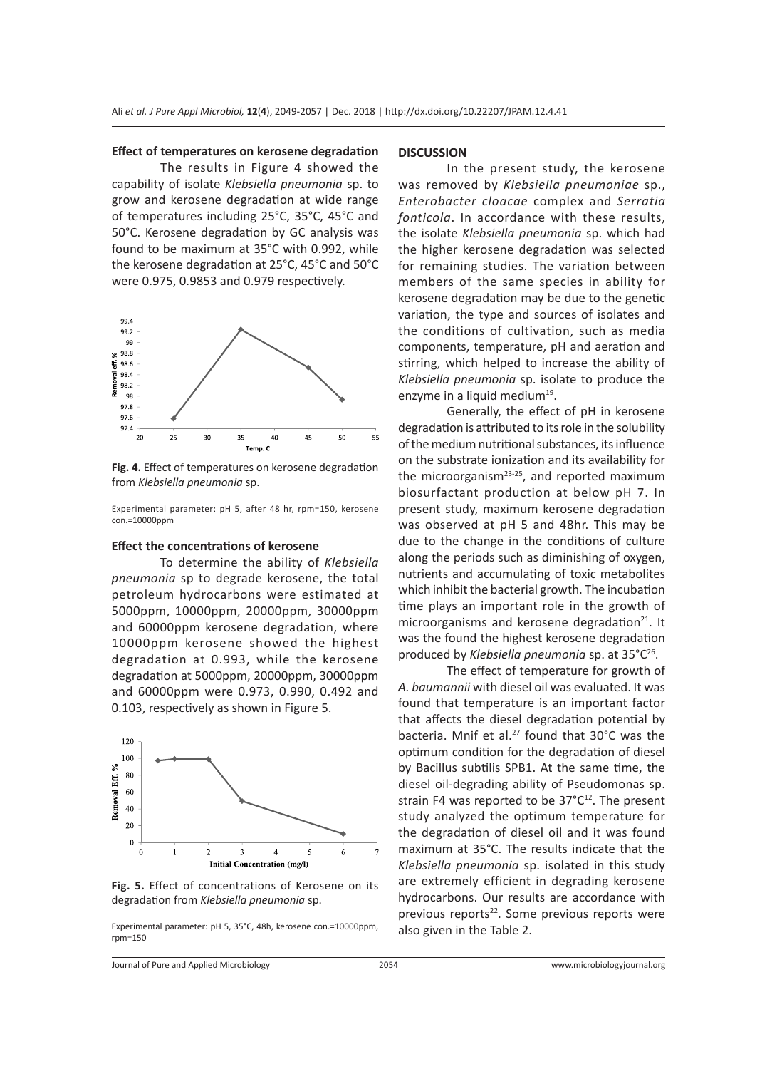### Effect of temperatures on kerosene degradation

The results in Figure 4 showed the capability of isolate *Klebsiella pneumonia* sp. to grow and kerosene degradation at wide range of temperatures including 25°C, 35°C, 45°C and 50°C. Kerosene degradation by GC analysis was found to be maximum at 35°C with 0.992, while the kerosene degradation at 25°C, 45°C and 50°C were 0.975, 0.9853 and 0.979 respectively.

**Fig. 4.** Effect of temperatures on kerosene degradation from *Klebsiella pneumonia* sp.

Experimental parameter: pH 5, after 48 hr, rpm=150, kerosene con.=10000ppm

### Effect the concentrations of kerosene

To determine the ability of *Klebsiella pneumonia* sp to degrade kerosene, the total petroleum hydrocarbons were estimated at 5000ppm, 10000ppm, 20000ppm, 30000ppm and 60000ppm kerosene degradation, where 10000ppm kerosene showed the highest degradation at 0.993, while the kerosene degradation at 5000ppm, 20000ppm, 30000ppm and 60000ppm were 0.973, 0.990, 0.492 and 0.103, respectively as shown in Figure 5.

**Fig. 5.** Effect of concentrations of Kerosene on its degradation from *Klebsiella pneumonia* sp.

Experimental parameter: pH 5, 35°C, 48h, kerosene con.=10000ppm, rpm=150

## DISCUSSION

In the present study, the kerosene was removed by *Klebsiella pneumoniae* sp., *Enterobacter cloacae* complex and *Serratia fonticola*. In accordance with these results, the isolate *Klebsiella pneumonia* sp. which had the higher kerosene degradation was selected for remaining studies. The variation between members of the same species in ability for kerosene degradation may be due to the genetic variation, the type and sources of isolates and the conditions of cultivation, such as media components, temperature, pH and aeration and stirring, which helped to increase the ability of *Klebsiella pneumonia* sp. isolate to produce the enzyme in a liquid medium[19].

Generally, the effect of pH in kerosene degradation is attributed to its role in the solubility of the medium nutritional substances, its influence on the substrate ionization and its availability for the microorganism[23-25], and reported maximum biosurfactant production at below pH 7. In present study, maximum kerosene degradation was observed at pH 5 and 48hr. This may be due to the change in the conditions of culture along the periods such as diminishing of oxygen, nutrients and accumulating of toxic metabolites which inhibit the bacterial growth. The incubation time plays an important role in the growth of microorganisms and kerosene degradation[21]. It was the found the highest kerosene degradation produced by *Klebsiella pneumonia* sp. at 35°C[26].

The effect of temperature for growth of *A. baumannii* with diesel oil was evaluated. It was found that temperature is an important factor that affects the diesel degradation potential by bacteria. Mnif et al.[27] found that 30°C was the optimum condition for the degradation of diesel by Bacillus subtilis SPB1. At the same time, the diesel oil-degrading ability of Pseudomonas sp. strain F4 was reported to be 37°C[12]. The present study analyzed the optimum temperature for the degradation of diesel oil and it was found maximum at 35°C. The results indicate that the *Klebsiella pneumonia* sp. isolated in this study are extremely efficient in degrading kerosene hydrocarbons. Our results are accordance with previous reports[22]. Some previous reports were also given in the Table 2.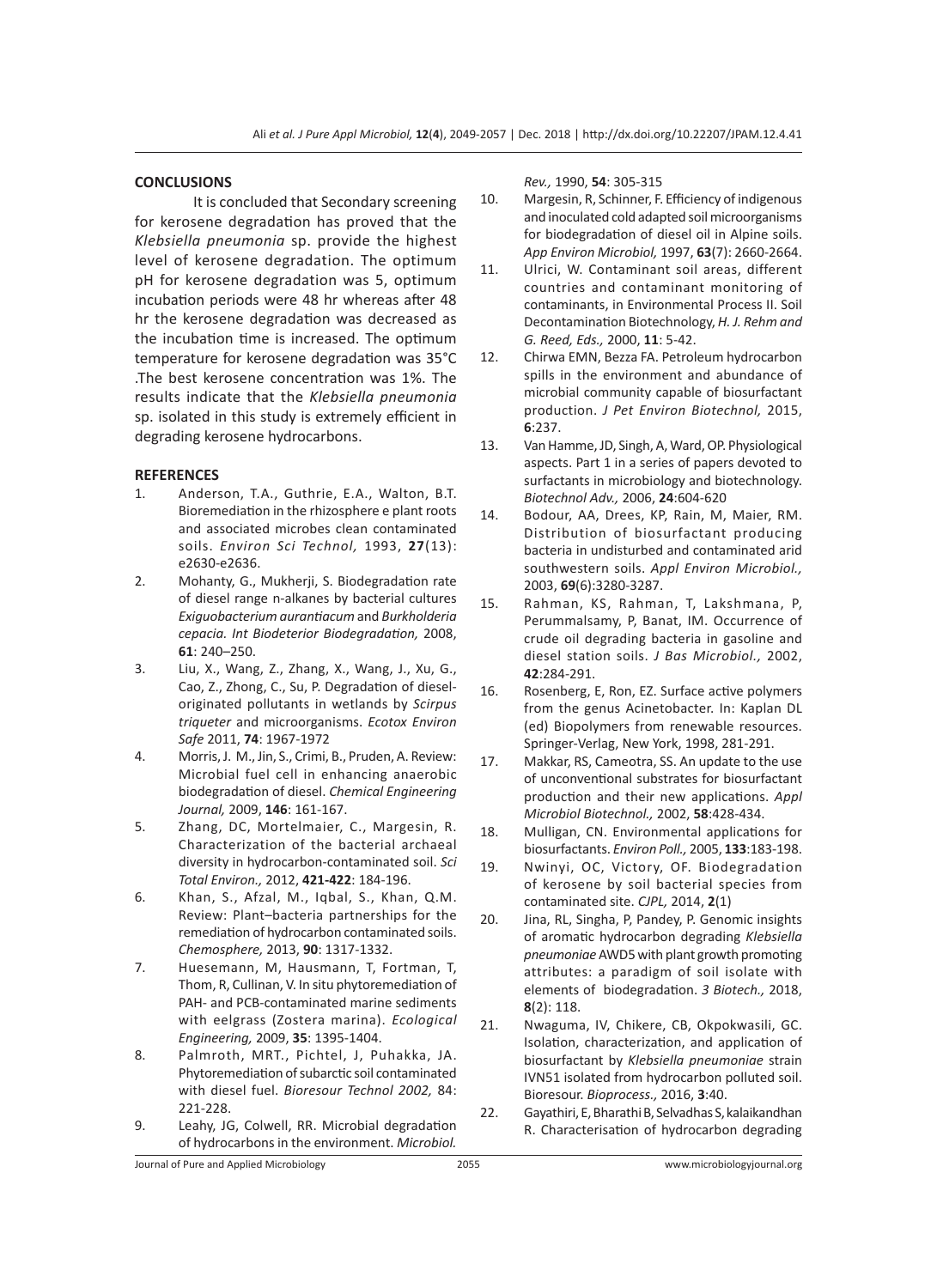## CONCLUSIONS

It is concluded that Secondary screening for kerosene degradation has proved that the *Klebsiella pneumonia* sp. provide the highest level of kerosene degradation. The optimum pH for kerosene degradation was 5, optimum incubation periods were 48 hr whereas after 48 hr the kerosene degradation was decreased as the incubation time is increased. The optimum temperature for kerosene degradation was 35°C .The best kerosene concentration was 1%. The results indicate that the *Klebsiella pneumonia* sp. isolated in this study is extremely efficient in degrading kerosene hydrocarbons.

## REFERENCES

1. Anderson, T.A., Guthrie, E.A., Walton, B.T. Bioremediation in the rhizosphere e plant roots and associated microbes clean contaminated soils. *Environ Sci Technol,* 1993, **27**(13): e2630-e2636.
2. Mohanty, G., Mukherji, S. Biodegradation rate of diesel range n-alkanes by bacterial cultures *Exiguobacterium aurantiacum* and *Burkholderia cepacia. Int Biodeterior Biodegradation,* 2008, **61**: 240–250.
3. Liu, X., Wang, Z., Zhang, X., Wang, J., Xu, G., Cao, Z., Zhong, C., Su, P. Degradation of diesel-originated pollutants in wetlands by *Scirpus triqueter* and microorganisms. *Ecotox Environ Safe* 2011, **74**: 1967-1972
4. Morris, J. M., Jin, S., Crimi, B., Pruden, A. Review: Microbial fuel cell in enhancing anaerobic biodegradation of diesel. *Chemical Engineering Journal,* 2009, **146**: 161-167.
5. Zhang, DC, Mortelmaier, C., Margesin, R. Characterization of the bacterial archaeal diversity in hydrocarbon-contaminated soil. *Sci Total Environ.,* 2012, **421-422**: 184-196.
6. Khan, S., Afzal, M., Iqbal, S., Khan, Q.M. Review: Plant–bacteria partnerships for the remediation of hydrocarbon contaminated soils. *Chemosphere,* 2013, **90**: 1317-1332.
7. Huesemann, M, Hausmann, T, Fortman, T, Thom, R, Cullinan, V. In situ phytoremediation of PAH- and PCB-contaminated marine sediments with eelgrass (Zostera marina). *Ecological Engineering,* 2009, **35**: 1395-1404.
8. Palmroth, MRT., Pichtel, J, Puhakka, JA. Phytoremediation of subarctic soil contaminated with diesel fuel. *Bioresour Technol 2002,* 84: 221-228.
9. Leahy, JG, Colwell, RR. Microbial degradation of hydrocarbons in the environment. *Microbiol. Rev.,* 1990, **54**: 305-315
10. Margesin, R, Schinner, F. Efficiency of indigenous and inoculated cold adapted soil microorganisms for biodegradation of diesel oil in Alpine soils. *App Environ Microbiol,* 1997, **63**(7): 2660-2664.
11. Ulrici, W. Contaminant soil areas, different countries and contaminant monitoring of contaminants, in Environmental Process II. Soil Decontamination Biotechnology, *H. J. Rehm and G. Reed, Eds.,* 2000, **11**: 5-42.
12. Chirwa EMN, Bezza FA. Petroleum hydrocarbon spills in the environment and abundance of microbial community capable of biosurfactant production. *J Pet Environ Biotechnol,* 2015, **6**:237.
13. Van Hamme, JD, Singh, A, Ward, OP. Physiological aspects. Part 1 in a series of papers devoted to surfactants in microbiology and biotechnology. *Biotechnol Adv.,* 2006, **24**:604-620
14. Bodour, AA, Drees, KP, Rain, M, Maier, RM. Distribution of biosurfactant producing bacteria in undisturbed and contaminated arid southwestern soils. *Appl Environ Microbiol.,* 2003, **69**(6):3280-3287.
15. Rahman, KS, Rahman, T, Lakshmana, P, Perummalsamy, P, Banat, IM. Occurrence of crude oil degrading bacteria in gasoline and diesel station soils. *J Bas Microbiol.,* 2002, **42**:284-291.
16. Rosenberg, E, Ron, EZ. Surface active polymers from the genus Acinetobacter. In: Kaplan DL (ed) Biopolymers from renewable resources. Springer-Verlag, New York, 1998, 281-291.
17. Makkar, RS, Cameotra, SS. An update to the use of unconventional substrates for biosurfactant production and their new applications. *Appl Microbiol Biotechnol.,* 2002, **58**:428-434.
18. Mulligan, CN. Environmental applications for biosurfactants. *Environ Poll.,* 2005, **133**:183-198.
19. Nwinyi, OC, Victory, OF. Biodegradation of kerosene by soil bacterial species from contaminated site. *CJPL,* 2014, **2**(1)
20. Jina, RL, Singha, P, Pandey, P. Genomic insights of aromatic hydrocarbon degrading *Klebsiella pneumoniae* AWD5 with plant growth promoting attributes: a paradigm of soil isolate with elements of biodegradation. *3 Biotech.,* 2018, **8**(2): 118.
21. Nwaguma, IV, Chikere, CB, Okpokwasili, GC. Isolation, characterization, and application of biosurfactant by *Klebsiella pneumoniae* strain IVN51 isolated from hydrocarbon polluted soil. Bioresour. *Bioprocess.,* 2016, **3**:40.
22. Gayathiri, E, Bharathi B, Selvadhas S, kalaikandhan R. Characterisation of hydrocarbon degrading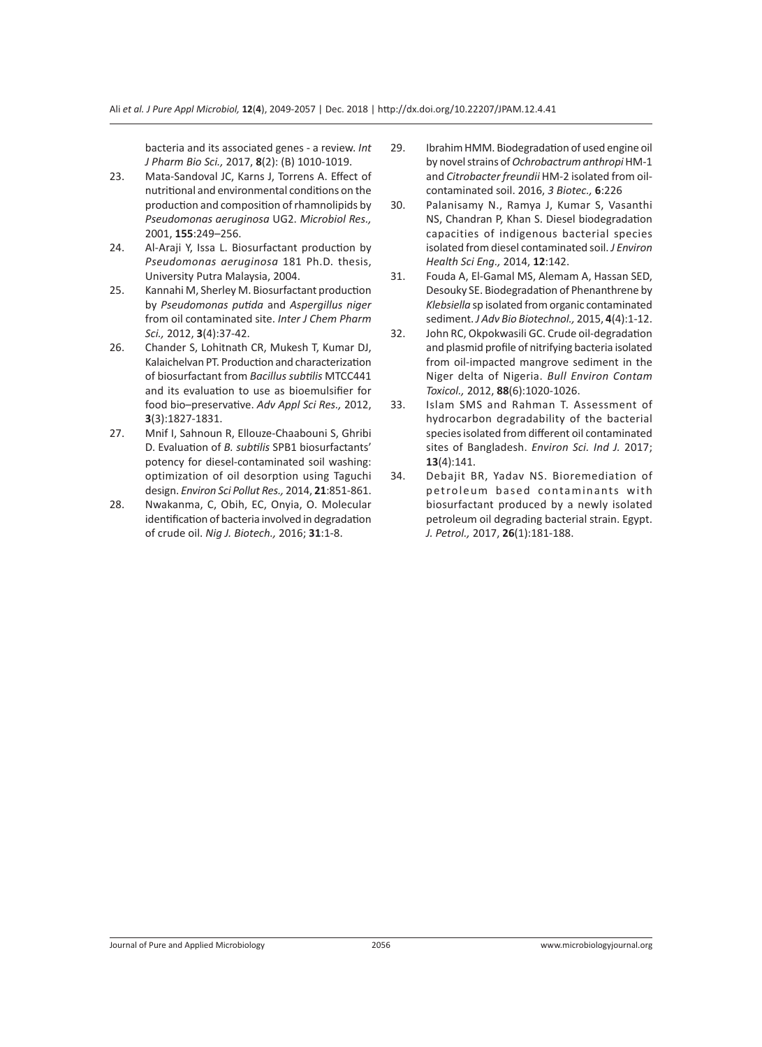bacteria and its associated genes - a review. *Int J Pharm Bio Sci.,* 2017, **8**(2): (B) 1010-1019.

23. Mata-Sandoval JC, Karns J, Torrens A. Effect of nutritional and environmental conditions on the production and composition of rhamnolipids by *Pseudomonas aeruginosa* UG2. *Microbiol Res.,* 2001, **155**:249–256.
24. Al-Araji Y, Issa L. Biosurfactant production by *Pseudomonas aeruginosa* 181 Ph.D. thesis, University Putra Malaysia, 2004.
25. Kannahi M, Sherley M. Biosurfactant production by *Pseudomonas putida* and *Aspergillus niger* from oil contaminated site. *Inter J Chem Pharm Sci.,* 2012, **3**(4):37-42.
26. Chander S, Lohitnath CR, Mukesh T, Kumar DJ, Kalaichelvan PT. Production and characterization of biosurfactant from *Bacillus subtilis* MTCC441 and its evaluation to use as bioemulsifier for food bio–preservative. *Adv Appl Sci Res.,* 2012, **3**(3):1827-1831.
27. Mnif I, Sahnoun R, Ellouze-Chaabouni S, Ghribi D. Evaluation of *B. subtilis* SPB1 biosurfactants' potency for diesel-contaminated soil washing: optimization of oil desorption using Taguchi design. *Environ Sci Pollut Res.,* 2014, **21**:851-861.
28. Nwakanma, C, Obih, EC, Onyia, O. Molecular identification of bacteria involved in degradation of crude oil. *Nig J. Biotech.,* 2016; **31**:1-8.
29. Ibrahim HMM. Biodegradation of used engine oil by novel strains of *Ochrobactrum anthropi* HM-1 and *Citrobacter freundii* HM-2 isolated from oil-contaminated soil. 2016, *3 Biotec.,* **6**:226
30. Palanisamy N., Ramya J, Kumar S, Vasanthi NS, Chandran P, Khan S. Diesel biodegradation capacities of indigenous bacterial species isolated from diesel contaminated soil. *J Environ Health Sci Eng.,* 2014, **12**:142.
31. Fouda A, El-Gamal MS, Alemam A, Hassan SED, Desouky SE. Biodegradation of Phenanthrene by *Klebsiella* sp isolated from organic contaminated sediment. *J Adv Bio Biotechnol.,* 2015, **4**(4):1-12.
32. John RC, Okpokwasili GC. Crude oil-degradation and plasmid profile of nitrifying bacteria isolated from oil-impacted mangrove sediment in the Niger delta of Nigeria. *Bull Environ Contam Toxicol.,* 2012, **88**(6):1020-1026.
33. Islam SMS and Rahman T. Assessment of hydrocarbon degradability of the bacterial species isolated from different oil contaminated sites of Bangladesh. *Environ Sci. Ind J.* 2017; **13**(4):141.
34. Debajit BR, Yadav NS. Bioremediation of petroleum based contaminants with biosurfactant produced by a newly isolated petroleum oil degrading bacterial strain. Egypt. *J. Petrol.,* 2017, **26**(1):181-188.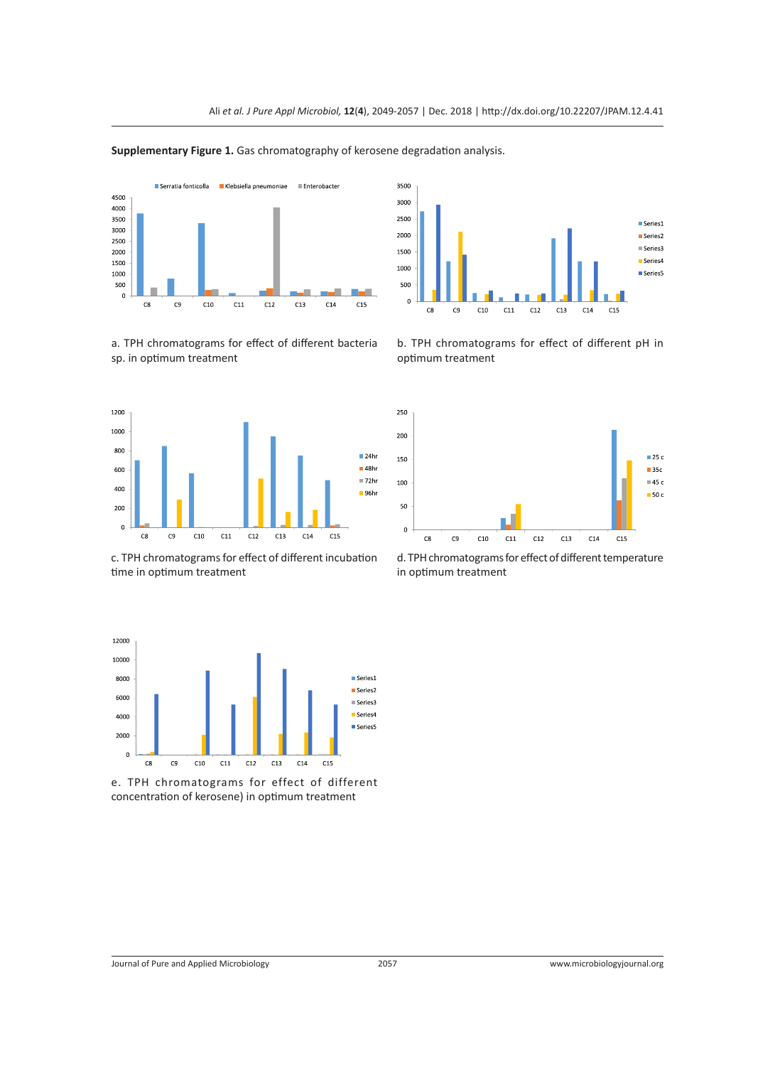**Supplementary Figure 1.** Gas chromatography of kerosene degradation analysis.

Serratia fonticolla
Klebsiella pneumoniae
Enterobacter

4500
4000
3500
3000
2500
2000
1500
1000
500
0

C8 C9 C10 C11 C12 C13 C14 C15

a. TPH chromatograms for effect of different bacteria sp. in optimum treatment

3500
3000
2500
2000
1500
1000
500
0

C8 C9 C10 C11 C12 C13 C14 C15

Series1
Series2
Series3
Series4
Series5

b. TPH chromatograms for effect of different pH in optimum treatment

1200
1000
800
600
400
200
0

C8 C9 C10 C11 C12 C13 C14 C15

24hr
48hr
72hr
96hr

c. TPH chromatograms for effect of different incubation time in optimum treatment

250
200
150
100
50
0

C8 C9 C10 C11 C12 C13 C14 C15

25 c
35c
45 c
50 c

d. TPH chromatograms for effect of different temperature in optimum treatment

12000
10000
8000
6000
4000
2000
0

C8 C9 C10 C11 C12 C13 C14 C15

Series1
Series2
Series3
Series4
Series5

e. TPH chromatograms for effect of different concentration of kerosene) in optimum treatment